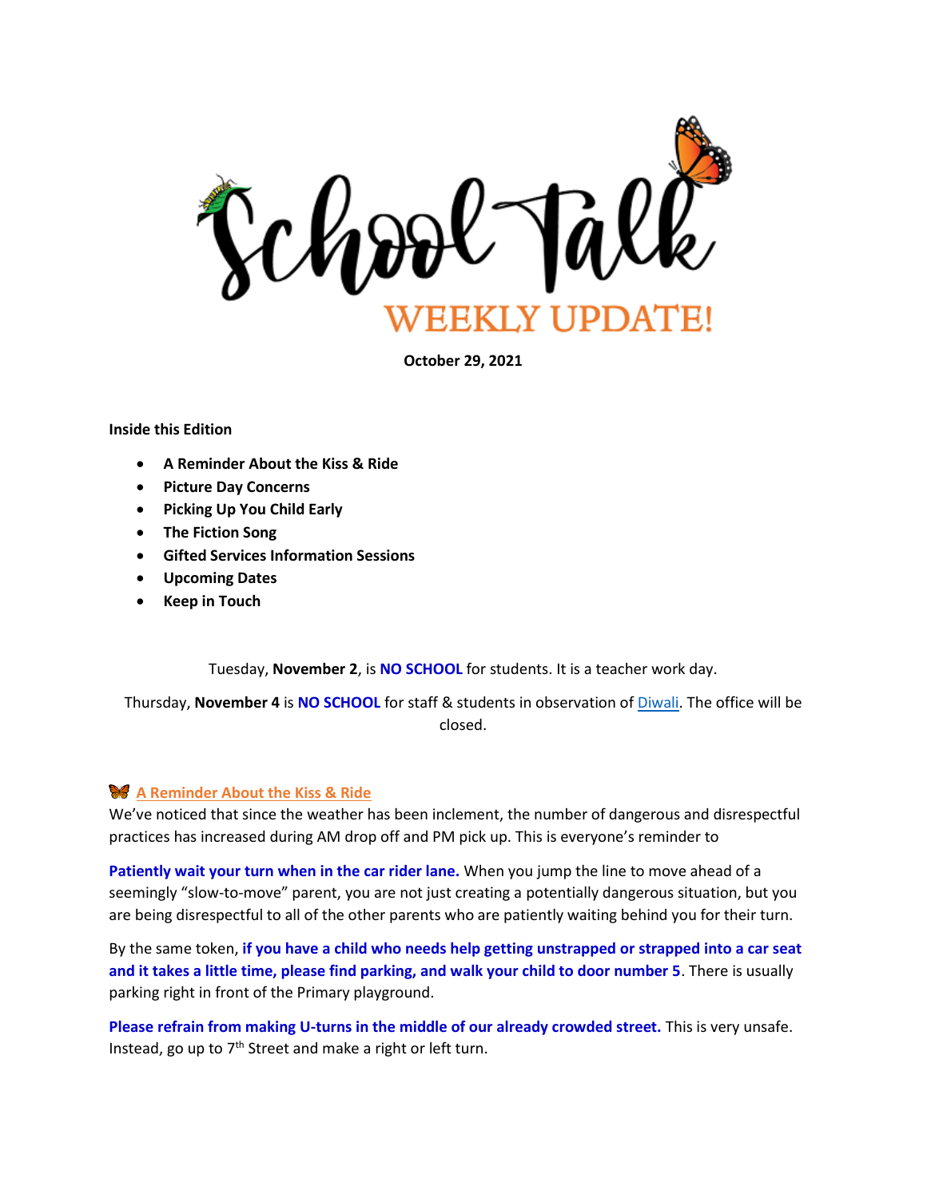# School Talk

## WEEKLY UPDATE!

**October 29, 2021**

**Inside this Edition**

- **A Reminder About the Kiss & Ride**
- **Picture Day Concerns**
- **Picking Up You Child Early**
- **The Fiction Song**
- **Gifted Services Information Sessions**
- **Upcoming Dates**
- **Keep in Touch**

Tuesday, **November 2**, is **NO SCHOOL** for students. It is a teacher work day.

Thursday, **November 4** is **NO SCHOOL** for staff & students in observation of Diwali. The office will be closed.

### A Reminder About the Kiss & Ride

We've noticed that since the weather has been inclement, the number of dangerous and disrespectful practices has increased during AM drop off and PM pick up. This is everyone's reminder to

**Patiently wait your turn when in the car rider lane.** When you jump the line to move ahead of a seemingly "slow-to-move" parent, you are not just creating a potentially dangerous situation, but you are being disrespectful to all of the other parents who are patiently waiting behind you for their turn.

By the same token, **if you have a child who needs help getting unstrapped or strapped into a car seat and it takes a little time, please find parking, and walk your child to door number 5**. There is usually parking right in front of the Primary playground.

**Please refrain from making U-turns in the middle of our already crowded street.** This is very unsafe. Instead, go up to 7th Street and make a right or left turn.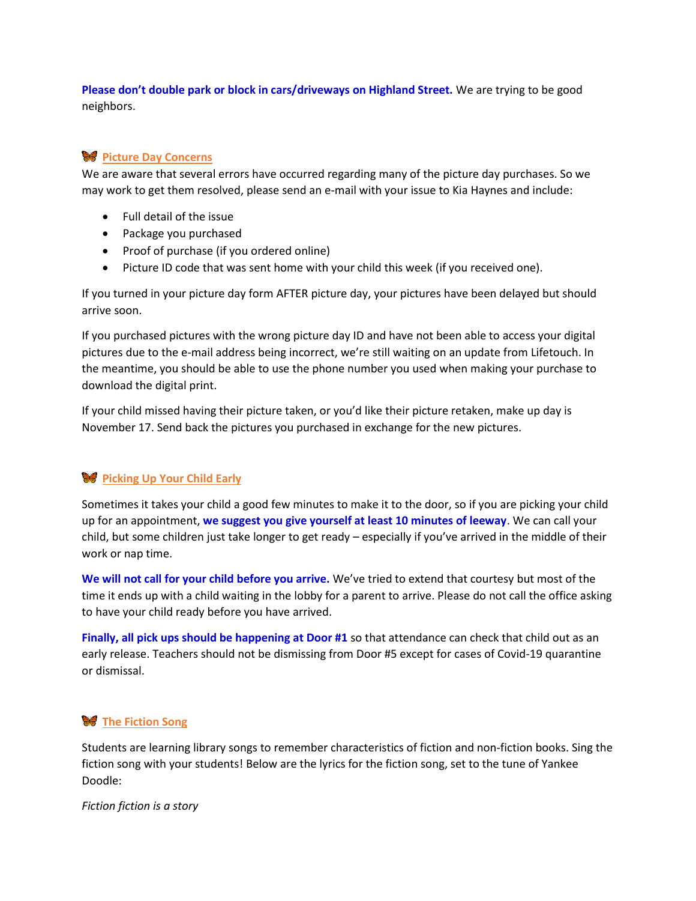**Please don't double park or block in cars/driveways on Highland Street.** We are trying to be good neighbors.

## 🦋 Picture Day Concerns

We are aware that several errors have occurred regarding many of the picture day purchases. So we may work to get them resolved, please send an e-mail with your issue to Kia Haynes and include:

- Full detail of the issue
- Package you purchased
- Proof of purchase (if you ordered online)
- Picture ID code that was sent home with your child this week (if you received one).

If you turned in your picture day form AFTER picture day, your pictures have been delayed but should arrive soon.

If you purchased pictures with the wrong picture day ID and have not been able to access your digital pictures due to the e-mail address being incorrect, we're still waiting on an update from Lifetouch. In the meantime, you should be able to use the phone number you used when making your purchase to download the digital print.

If your child missed having their picture taken, or you'd like their picture retaken, make up day is November 17. Send back the pictures you purchased in exchange for the new pictures.

## 🦋 Picking Up Your Child Early

Sometimes it takes your child a good few minutes to make it to the door, so if you are picking your child up for an appointment, **we suggest you give yourself at least 10 minutes of leeway**. We can call your child, but some children just take longer to get ready – especially if you've arrived in the middle of their work or nap time.

**We will not call for your child before you arrive.** We've tried to extend that courtesy but most of the time it ends up with a child waiting in the lobby for a parent to arrive. Please do not call the office asking to have your child ready before you have arrived.

**Finally, all pick ups should be happening at Door #1** so that attendance can check that child out as an early release. Teachers should not be dismissing from Door #5 except for cases of Covid-19 quarantine or dismissal.

## 🦋 The Fiction Song

Students are learning library songs to remember characteristics of fiction and non-fiction books. Sing the fiction song with your students! Below are the lyrics for the fiction song, set to the tune of Yankee Doodle:

*Fiction fiction is a story*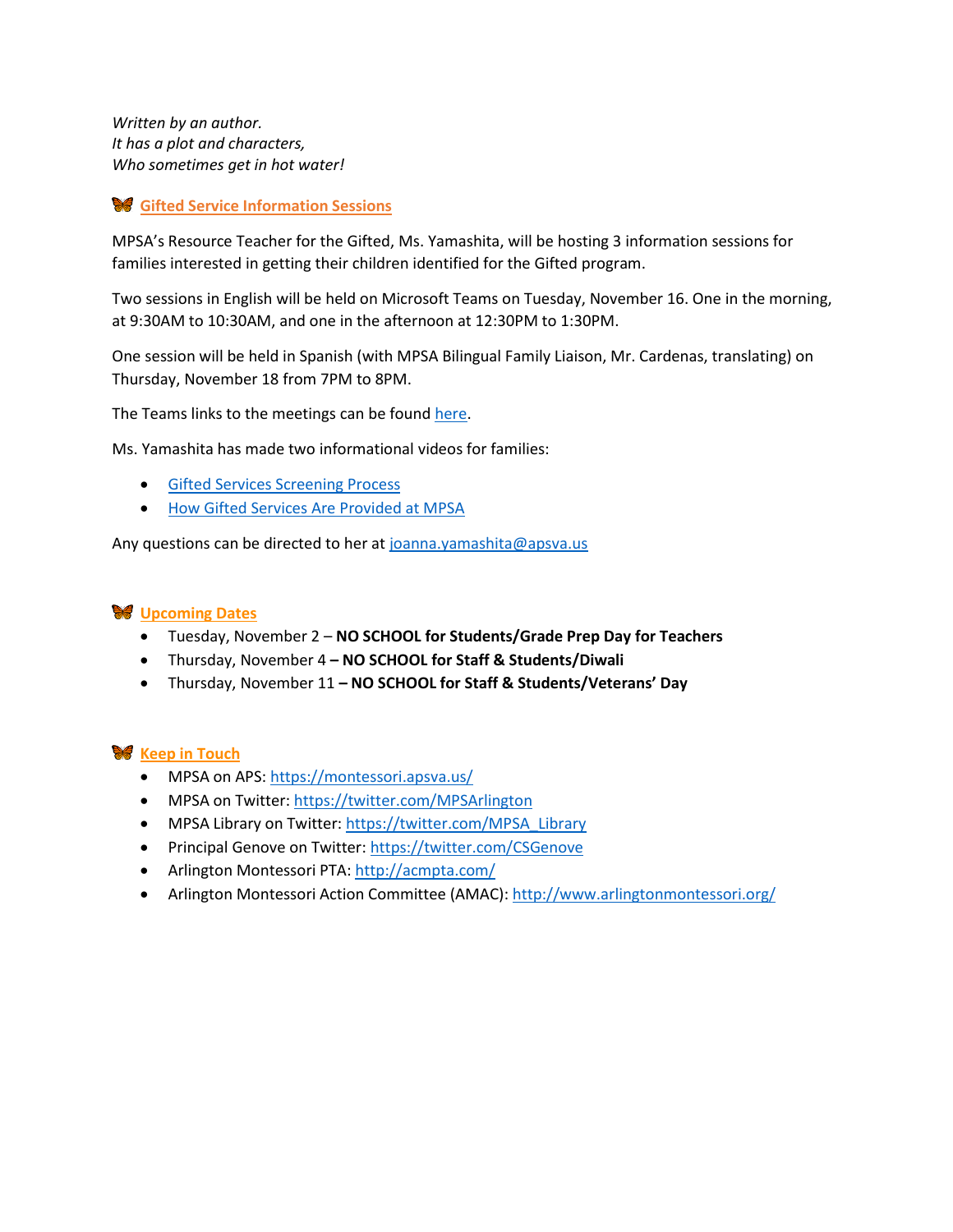*Written by an author.*
*It has a plot and characters,*
*Who sometimes get in hot water!*

## Gifted Service Information Sessions

MPSA's Resource Teacher for the Gifted, Ms. Yamashita, will be hosting 3 information sessions for families interested in getting their children identified for the Gifted program.

Two sessions in English will be held on Microsoft Teams on Tuesday, November 16. One in the morning, at 9:30AM to 10:30AM, and one in the afternoon at 12:30PM to 1:30PM.

One session will be held in Spanish (with MPSA Bilingual Family Liaison, Mr. Cardenas, translating) on Thursday, November 18 from 7PM to 8PM.

The Teams links to the meetings can be found here.

Ms. Yamashita has made two informational videos for families:

- Gifted Services Screening Process
- How Gifted Services Are Provided at MPSA

Any questions can be directed to her at joanna.yamashita@apsva.us

## Upcoming Dates

- Tuesday, November 2 – **NO SCHOOL for Students/Grade Prep Day for Teachers**
- Thursday, November 4 **– NO SCHOOL for Staff & Students/Diwali**
- Thursday, November 11 **– NO SCHOOL for Staff & Students/Veterans' Day**

## Keep in Touch

- MPSA on APS: https://montessori.apsva.us/
- MPSA on Twitter: https://twitter.com/MPSArlington
- MPSA Library on Twitter: https://twitter.com/MPSA_Library
- Principal Genove on Twitter: https://twitter.com/CSGenove
- Arlington Montessori PTA: http://acmpta.com/
- Arlington Montessori Action Committee (AMAC): http://www.arlingtonmontessori.org/